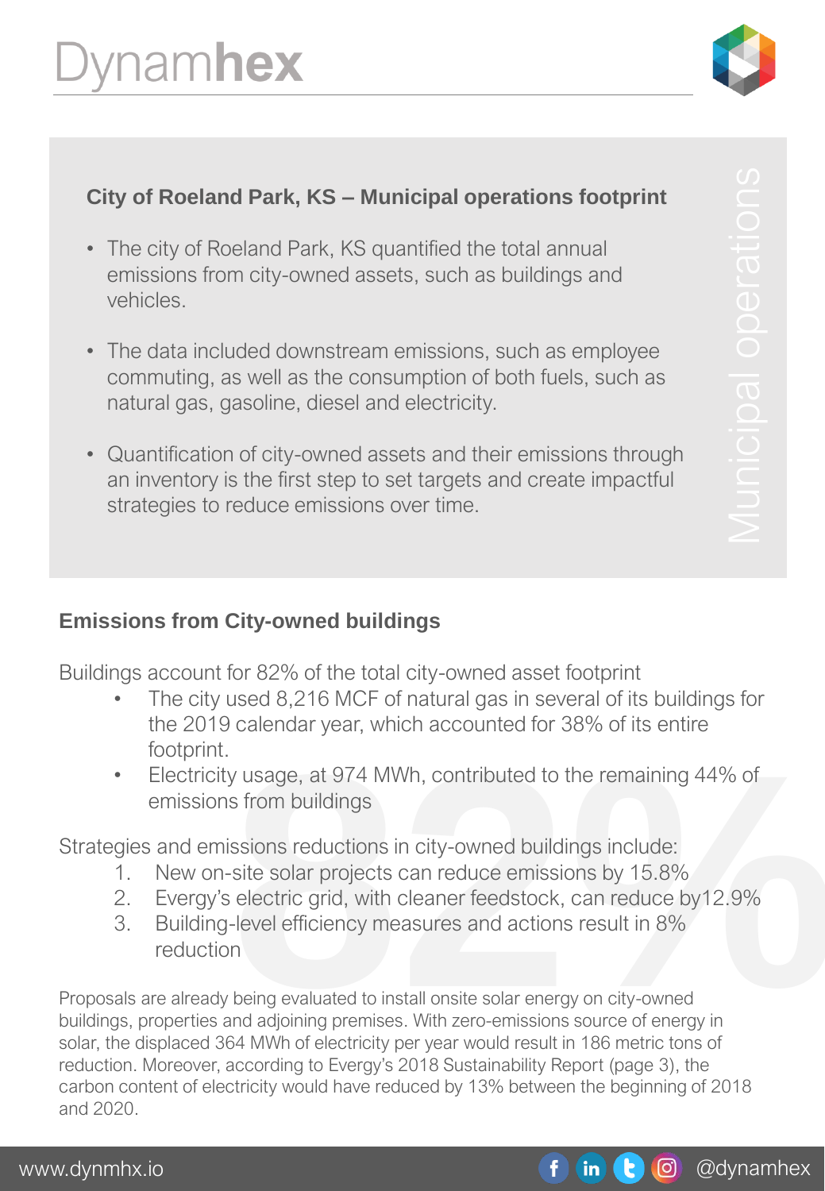# Dynamhex

## City of Roeland Park, KS – Municipal operations footprint

- The city of Roeland Park, KS quantified the total annual emissions from city-owned assets, such as buildings and vehicles.
- The data included downstream emissions, such as employee commuting, as well as the consumption of both fuels, such as natural gas, gasoline, diesel and electricity.
- Quantification of city-owned assets and their emissions through an inventory is the first step to set targets and create impactful strategies to reduce emissions over time.

Municipal operations

## Emissions from City-owned buildings

Buildings account for 82% of the total city-owned asset footprint

- The city used 8,216 MCF of natural gas in several of its buildings for the 2019 calendar year, which accounted for 38% of its entire footprint.
- Electricity usage, at 974 MWh, contributed to the remaining 44% of emissions from buildings

Strategies and emissions reductions in city-owned buildings include:

1. New on-site solar projects can reduce emissions by 15.8%
2. Evergy's electric grid, with cleaner feedstock, can reduce by12.9%
3. Building-level efficiency measures and actions result in 8% reduction

82%

Proposals are already being evaluated to install onsite solar energy on city-owned buildings, properties and adjoining premises. With zero-emissions source of energy in solar, the displaced 364 MWh of electricity per year would result in 186 metric tons of reduction. Moreover, according to Evergy's 2018 Sustainability Report (page 3), the carbon content of electricity would have reduced by 13% between the beginning of 2018 and 2020.

www.dynmhx.io @dynamhex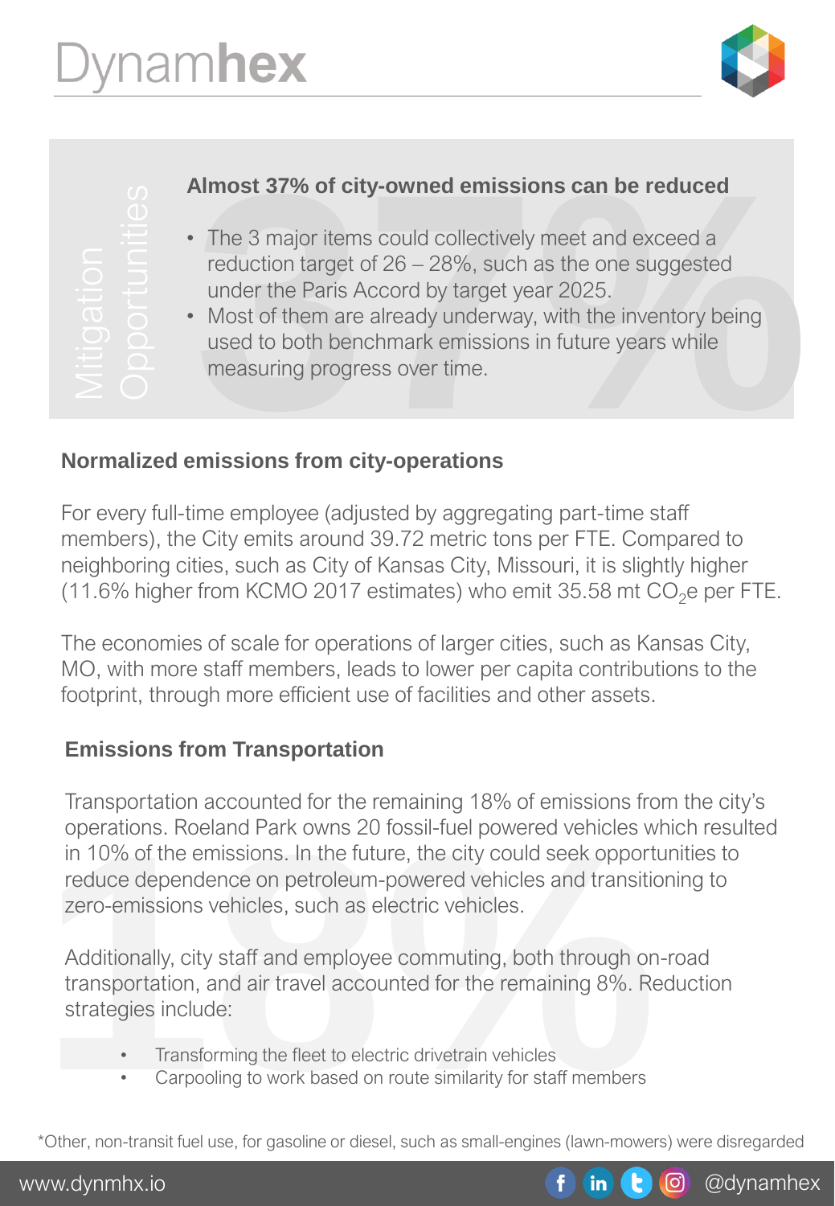Mitigation Opportunities

**Almost 37% of city-owned emissions can be reduced**

- The 3 major items could collectively meet and exceed a reduction target of 26 – 28%, such as the one suggested under the Paris Accord by target year 2025.
- Most of them are already underway, with the inventory being used to both benchmark emissions in future years while measuring progress over time.

## Normalized emissions from city-operations

For every full-time employee (adjusted by aggregating part-time staff members), the City emits around 39.72 metric tons per FTE. Compared to neighboring cities, such as City of Kansas City, Missouri, it is slightly higher (11.6% higher from KCMO 2017 estimates) who emit 35.58 mt $CO_2e$ per FTE.

The economies of scale for operations of larger cities, such as Kansas City, MO, with more staff members, leads to lower per capita contributions to the footprint, through more efficient use of facilities and other assets.

## Emissions from Transportation

Transportation accounted for the remaining 18% of emissions from the city's operations. Roeland Park owns 20 fossil-fuel powered vehicles which resulted in 10% of the emissions. In the future, the city could seek opportunities to reduce dependence on petroleum-powered vehicles and transitioning to zero-emissions vehicles, such as electric vehicles.

Additionally, city staff and employee commuting, both through on-road transportation, and air travel accounted for the remaining 8%. Reduction strategies include:

- Transforming the fleet to electric drivetrain vehicles
- Carpooling to work based on route similarity for staff members

*Other, non-transit fuel use, for gasoline or diesel, such as small-engines (lawn-mowers) were disregarded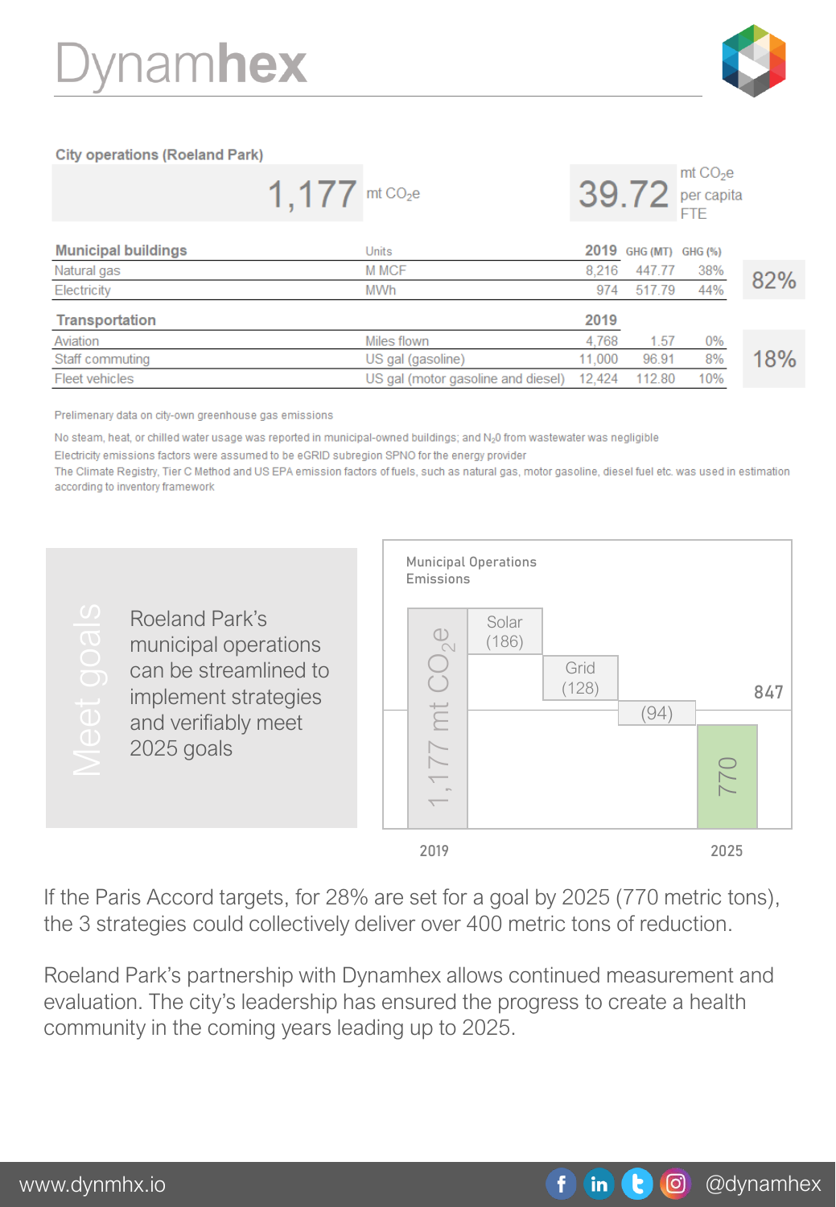# Dynamhex

## City operations (Roeland Park)

1,177 mt $CO_2e$

39.72 mt $CO_2e$ per capita FTE

| Municipal buildings | Units | 2019 | GHG (MT) | GHG (%) | |
|---|---|---|---|---|---|
| Natural gas | M MCF | 8,216 | 447.77 | 38% | 82% |
| Electricity | MWh | 974 | 517.79 | 44% | |
| **Transportation** | | **2019** | | | |
| Aviation | Miles flown | 4,768 | 1.57 | 0% | 18% |
| Staff commuting | US gal (gasoline) | 11,000 | 96.91 | 8% | |
| Fleet vehicles | US gal (motor gasoline and diesel) | 12,424 | 112.80 | 10% | |

Prelimenary data on city-own greenhouse gas emissions

No steam, heat, or chilled water usage was reported in municipal-owned buildings; and $N_20$ from wastewater was negligible

Electricity emissions factors were assumed to be eGRID subregion SPNO for the energy provider

The Climate Registry, Tier C Method and US EPA emission factors of fuels, such as natural gas, motor gasoline, diesel fuel etc. was used in estimation according to inventory framework

**Meet goals**

Roeland Park's municipal operations can be streamlined to implement strategies and verifiably meet 2025 goals

Municipal Operations Emissions

1,177 mt $CO_2e$

Solar (186)

Grid (128)

(94)

847

770

2019

2025

If the Paris Accord targets, for 28% are set for a goal by 2025 (770 metric tons), the 3 strategies could collectively deliver over 400 metric tons of reduction.

Roeland Park's partnership with Dynamhex allows continued measurement and evaluation. The city's leadership has ensured the progress to create a health community in the coming years leading up to 2025.

www.dynmhx.io @dynamhex